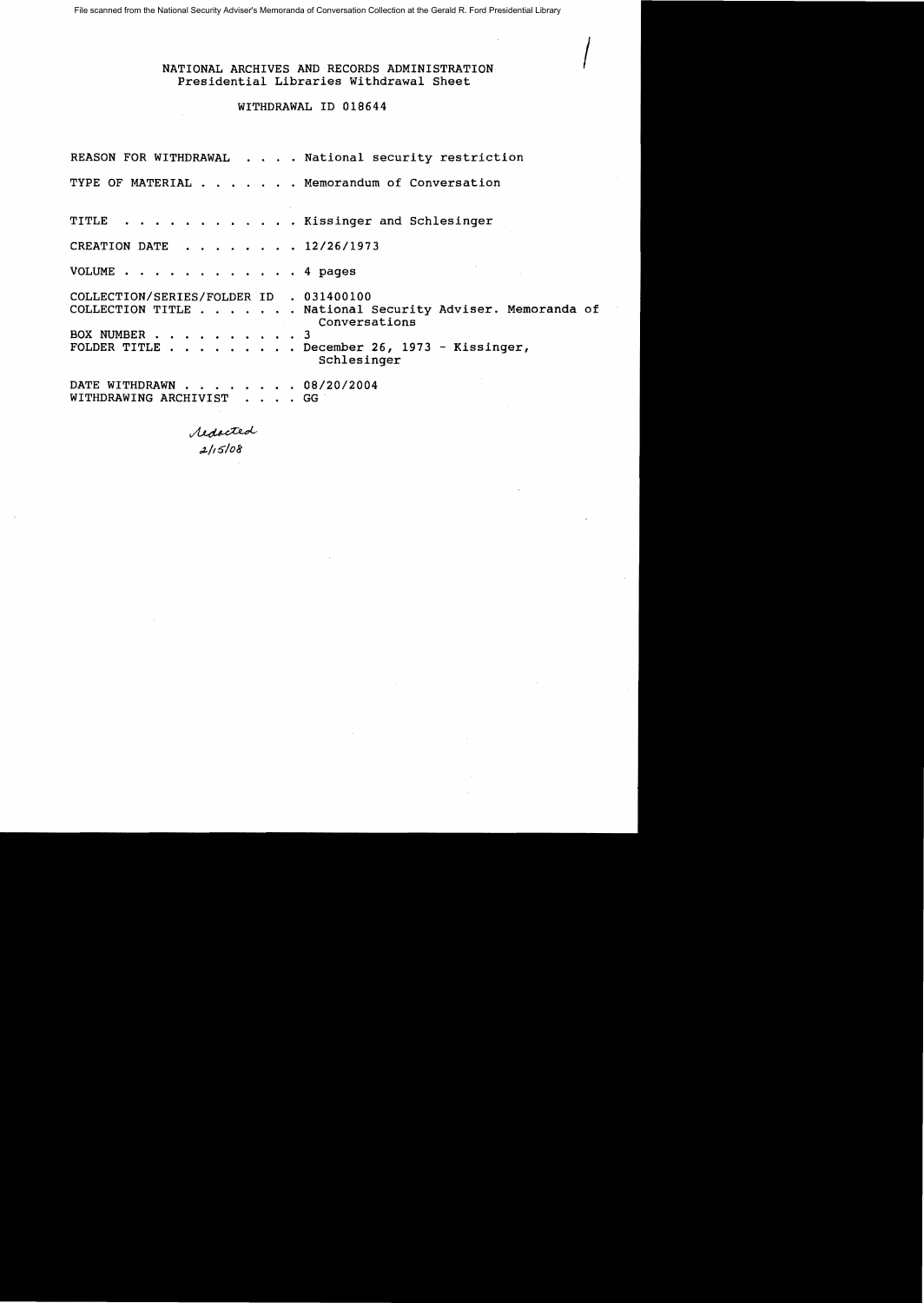File scanned from the National Security Adviser's Memoranda of Conversation Collection at the Gerald R. Ford Presidential Library

NATIONAL ARCHIVES AND RECORDS ADMINISTRATION
Presidential Libraries Withdrawal Sheet

WITHDRAWAL ID 018644

REASON FOR WITHDRAWAL . . . . National security restriction

TYPE OF MATERIAL . . . . . . . Memorandum of Conversation

TITLE . . . . . . . . . . . . Kissinger and Schlesinger

CREATION DATE . . . . . . . . 12/26/1973

VOLUME . . . . . . . . . . . . 4 pages

COLLECTION/SERIES/FOLDER ID . 031400100
COLLECTION TITLE . . . . . . . National Security Adviser. Memoranda of Conversations
BOX NUMBER . . . . . . . . . . 3
FOLDER TITLE . . . . . . . . . December 26, 1973 - Kissinger, Schlesinger

DATE WITHDRAWN . . . . . . . . 08/20/2004
WITHDRAWING ARCHIVIST . . . . GG

Redacted
2/15/08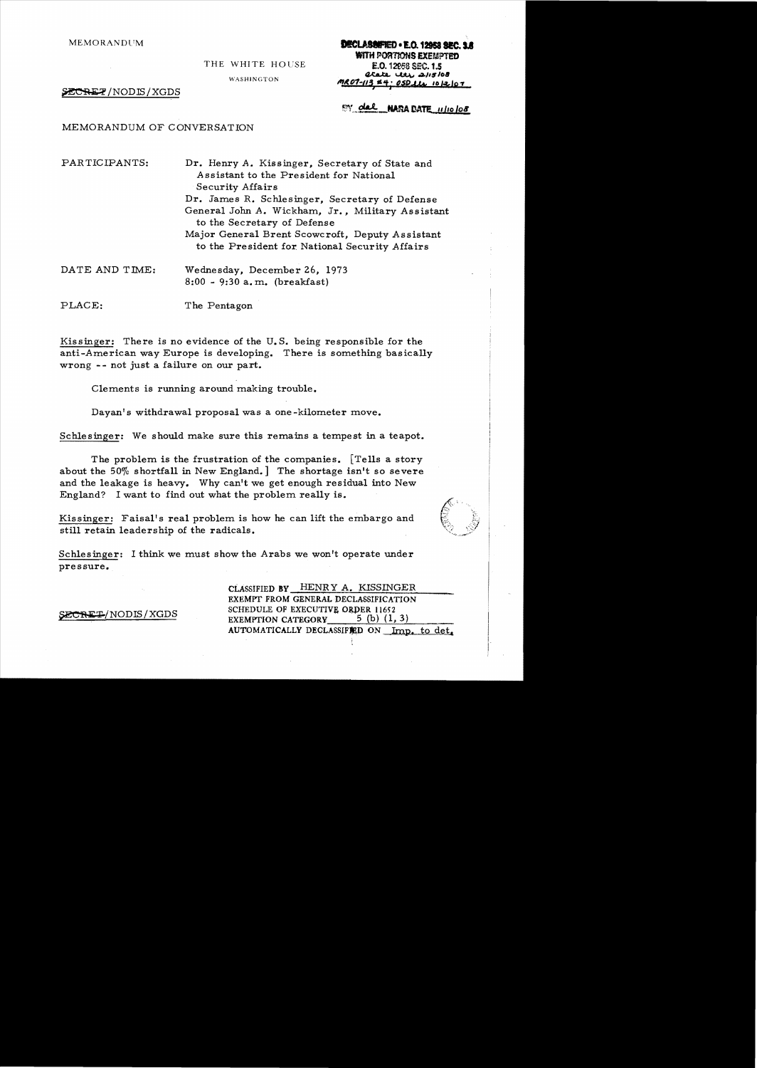MEMORANDUM

THE WHITE HOUSE

WASHINGTON

DECLASSIFIED • E.O. 12958 SEC. 3.6
WITH PORTIONS EXEMPTED
E.O. 12958 SEC. 1.5
State Ltr 2/15/08
MR07-113 #4; OSD ltr 10/12/07

SECRET/NODIS/XGDS

BY dal NARA DATE 11/10/08

MEMORANDUM OF CONVERSATION

PARTICIPANTS: Dr. Henry A. Kissinger, Secretary of State and Assistant to the President for National Security Affairs
Dr. James R. Schlesinger, Secretary of Defense
General John A. Wickham, Jr., Military Assistant to the Secretary of Defense
Major General Brent Scowcroft, Deputy Assistant to the President for National Security Affairs

DATE AND TIME: Wednesday, December 26, 1973
8:00 - 9:30 a.m. (breakfast)

PLACE: The Pentagon

Kissinger: There is no evidence of the U.S. being responsible for the anti-American way Europe is developing. There is something basically wrong -- not just a failure on our part.

Clements is running around making trouble.

Dayan's withdrawal proposal was a one-kilometer move.

Schlesinger: We should make sure this remains a tempest in a teapot.

The problem is the frustration of the companies. [Tells a story about the 50% shortfall in New England.] The shortage isn't so severe and the leakage is heavy. Why can't we get enough residual into New England? I want to find out what the problem really is.

Kissinger: Faisal's real problem is how he can lift the embargo and still retain leadership of the radicals.

Schlesinger: I think we must show the Arabs we won't operate under pressure.

SECRET/NODIS/XGDS

CLASSIFIED BY HENRY A. KISSINGER
EXEMPT FROM GENERAL DECLASSIFICATION
SCHEDULE OF EXECUTIVE ORDER 11652
EXEMPTION CATEGORY 5 (b) (1, 3)
AUTOMATICALLY DECLASSIFIED ON Imp. to det.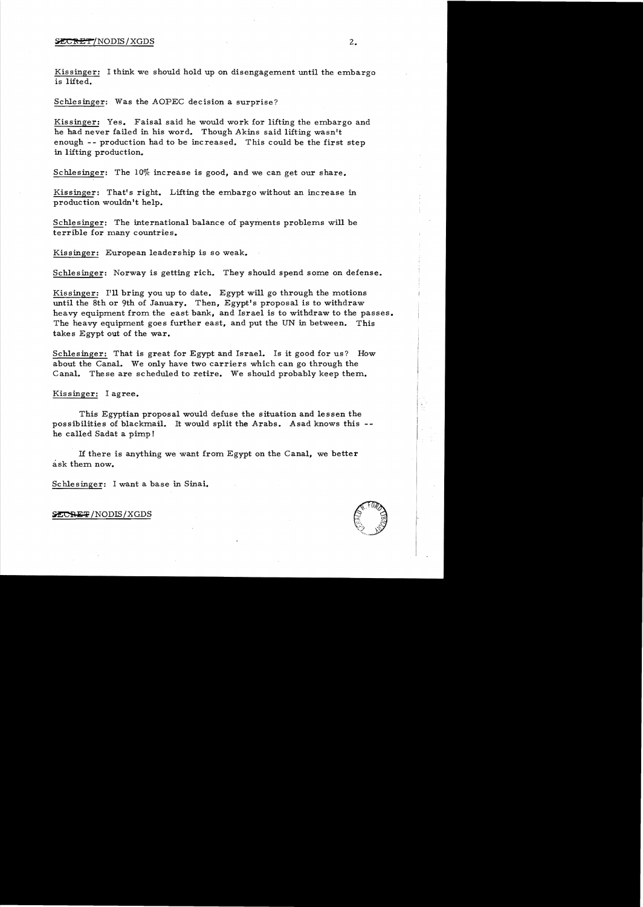Kissinger: I think we should hold up on disengagement until the embargo is lifted.

Schlesinger: Was the AOPEC decision a surprise?

Kissinger: Yes. Faisal said he would work for lifting the embargo and he had never failed in his word. Though Akins said lifting wasn't enough -- production had to be increased. This could be the first step in lifting production.

Schlesinger: The 10% increase is good, and we can get our share.

Kissinger: That's right. Lifting the embargo without an increase in production wouldn't help.

Schlesinger: The international balance of payments problems will be terrible for many countries.

Kissinger: European leadership is so weak.

Schlesinger: Norway is getting rich. They should spend some on defense.

Kissinger: I'll bring you up to date. Egypt will go through the motions until the 8th or 9th of January. Then, Egypt's proposal is to withdraw heavy equipment from the east bank, and Israel is to withdraw to the passes. The heavy equipment goes further east, and put the UN in between. This takes Egypt out of the war.

Schlesinger: That is great for Egypt and Israel. Is it good for us? How about the Canal. We only have two carriers which can go through the Canal. These are scheduled to retire. We should probably keep them.

Kissinger: I agree.

This Egyptian proposal would defuse the situation and lessen the possibilities of blackmail. It would split the Arabs. Asad knows this -- he called Sadat a pimp!

If there is anything we want from Egypt on the Canal, we better ask them now.

Schlesinger: I want a base in Sinai.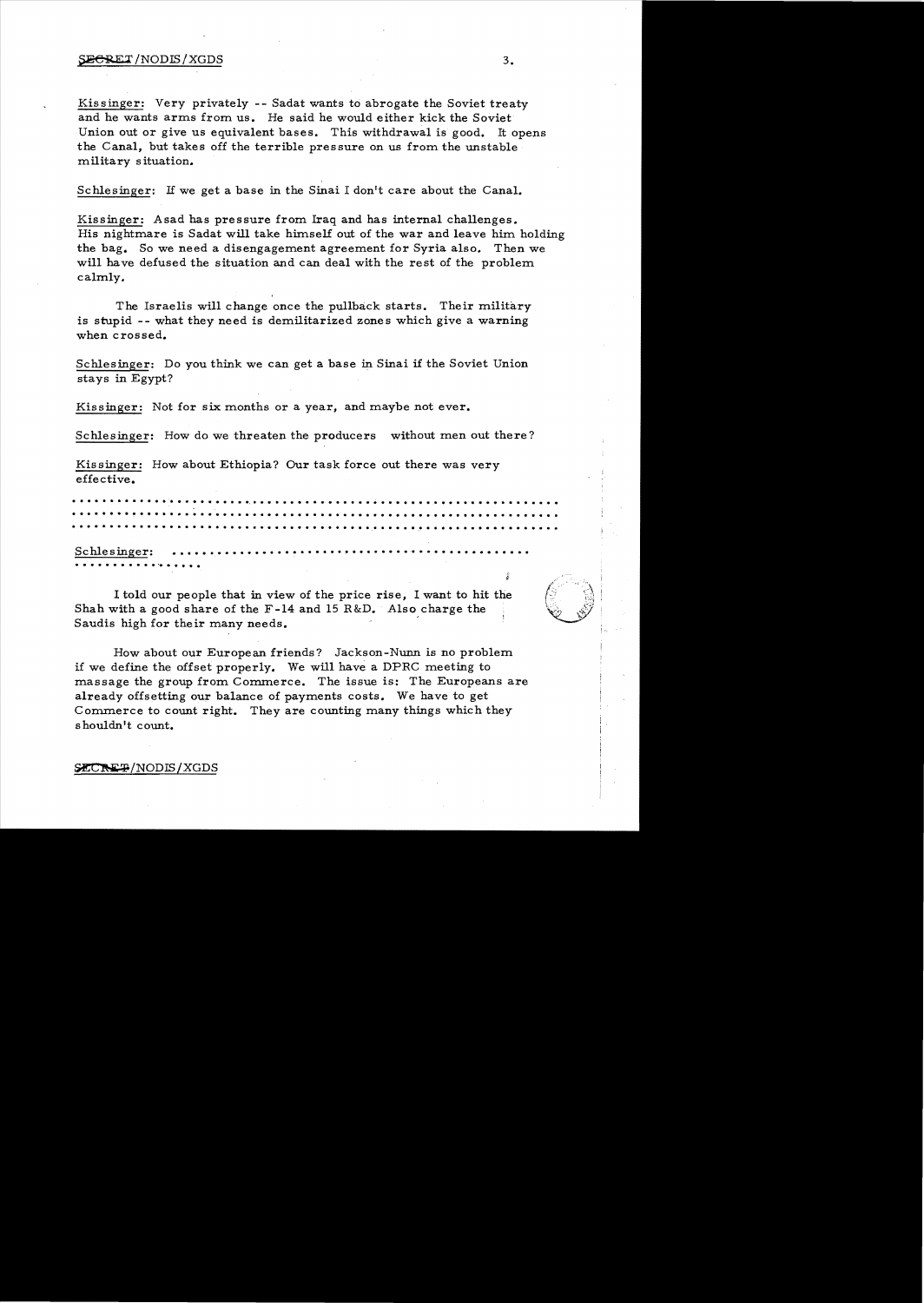Kissinger: Very privately -- Sadat wants to abrogate the Soviet treaty and he wants arms from us. He said he would either kick the Soviet Union out or give us equivalent bases. This withdrawal is good. It opens the Canal, but takes off the terrible pressure on us from the unstable military situation.

Schlesinger: If we get a base in the Sinai I don't care about the Canal.

Kissinger: Asad has pressure from Iraq and has internal challenges. His nightmare is Sadat will take himself out of the war and leave him holding the bag. So we need a disengagement agreement for Syria also. Then we will have defused the situation and can deal with the rest of the problem calmly.

The Israelis will change once the pullback starts. Their military is stupid -- what they need is demilitarized zones which give a warning when crossed.

Schlesinger: Do you think we can get a base in Sinai if the Soviet Union stays in Egypt?

Kissinger: Not for six months or a year, and maybe not ever.

Schlesinger: How do we threaten the producers without men out there?

Kissinger: How about Ethiopia? Our task force out there was very effective.

..............................................................
..............................................................
..............................................................

Schlesinger: ..............................................
................

I told our people that in view of the price rise, I want to hit the Shah with a good share of the F-14 and 15 R&D. Also charge the Saudis high for their many needs.

How about our European friends? Jackson-Nunn is no problem if we define the offset properly. We will have a DPRC meeting to massage the group from Commerce. The issue is: The Europeans are already offsetting our balance of payments costs. We have to get Commerce to count right. They are counting many things which they shouldn't count.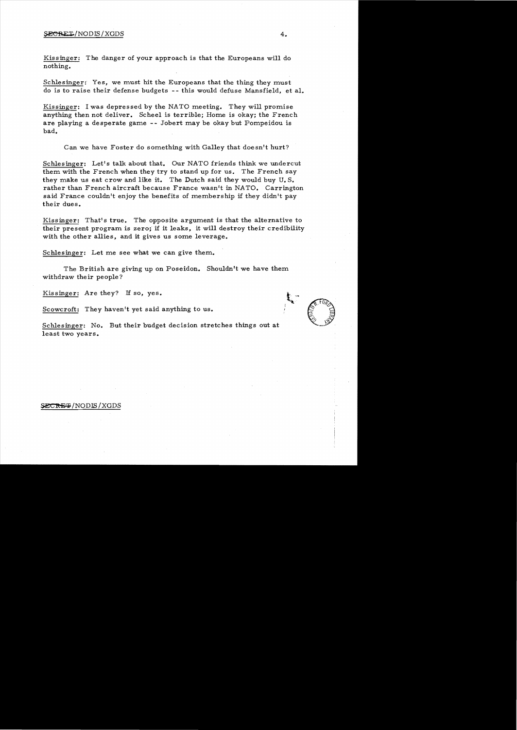Kissinger: The danger of your approach is that the Europeans will do nothing.

Schlesinger: Yes, we must hit the Europeans that the thing they must do is to raise their defense budgets -- this would defuse Mansfield, et al.

Kissinger: I was depressed by the NATO meeting. They will promise anything then not deliver. Scheel is terrible; Home is okay; the French are playing a desperate game -- Jobert may be okay but Pompeidou is bad.

Can we have Foster do something with Galley that doesn't hurt?

Schlesinger: Let's talk about that. Our NATO friends think we undercut them with the French when they try to stand up for us. The French say they make us eat crow and like it. The Dutch said they would buy U.S. rather than French aircraft because France wasn't in NATO. Carrington said France couldn't enjoy the benefits of membership if they didn't pay their dues.

Kissinger: That's true. The opposite argument is that the alternative to their present program is zero; if it leaks, it will destroy their credibility with the other allies, and it gives us some leverage.

Schlesinger: Let me see what we can give them.

The British are giving up on Poseidon. Shouldn't we have them withdraw their people?

Kissinger: Are they? If so, yes.

Scowcroft: They haven't yet said anything to us.

Schlesinger: No. But their budget decision stretches things out at least two years.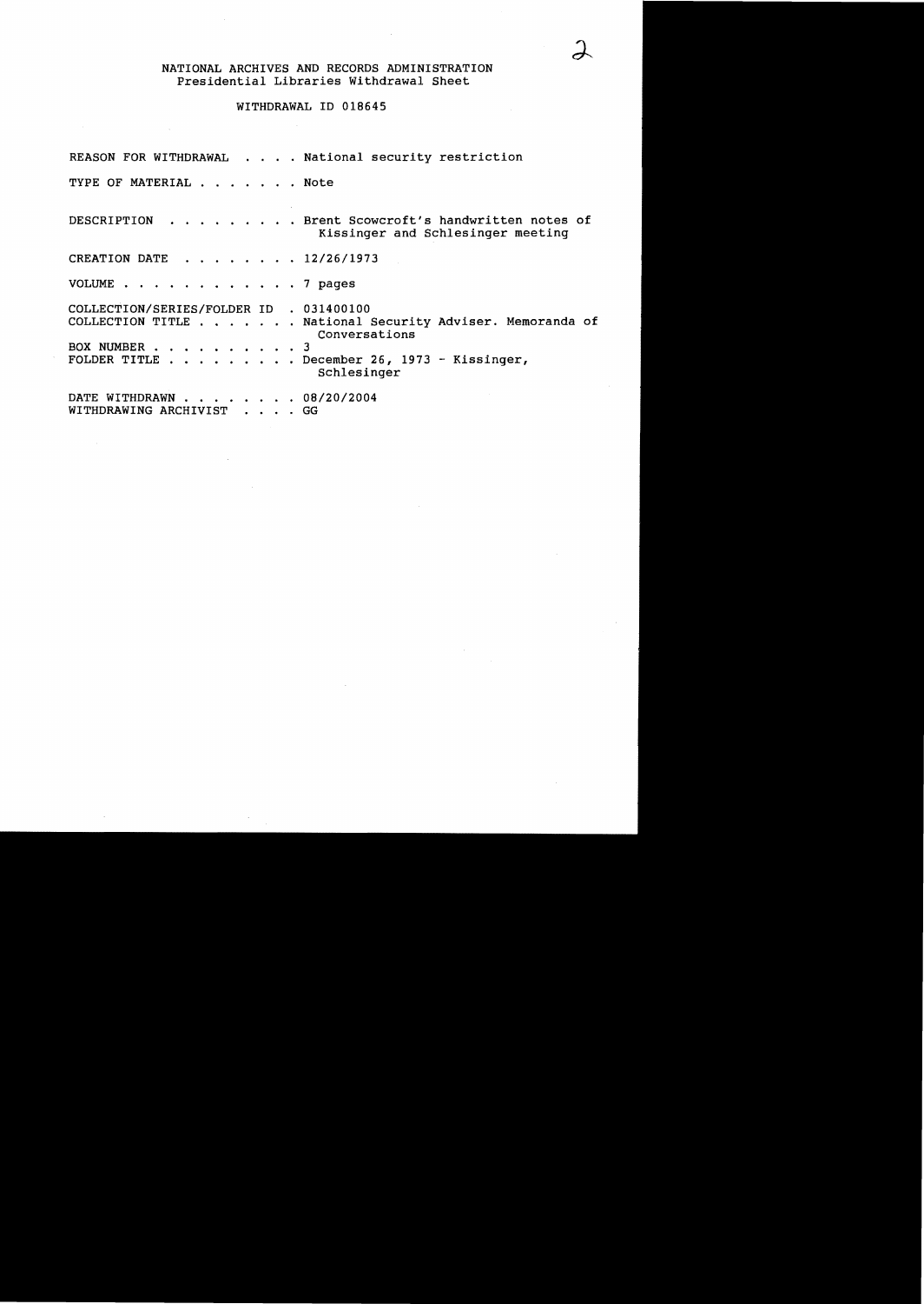# NATIONAL ARCHIVES AND RECORDS ADMINISTRATION
## Presidential Libraries Withdrawal Sheet

### WITHDRAWAL ID 018645

REASON FOR WITHDRAWAL . . . . National security restriction

TYPE OF MATERIAL . . . . . . . Note

DESCRIPTION . . . . . . . . . Brent Scowcroft's handwritten notes of Kissinger and Schlesinger meeting

CREATION DATE . . . . . . . . 12/26/1973

VOLUME . . . . . . . . . . . . 7 pages

COLLECTION/SERIES/FOLDER ID . 031400100
COLLECTION TITLE . . . . . . . National Security Adviser. Memoranda of Conversations
BOX NUMBER . . . . . . . . . . 3
FOLDER TITLE . . . . . . . . . December 26, 1973 - Kissinger, Schlesinger

DATE WITHDRAWN . . . . . . . . 08/20/2004
WITHDRAWING ARCHIVIST . . . . GG